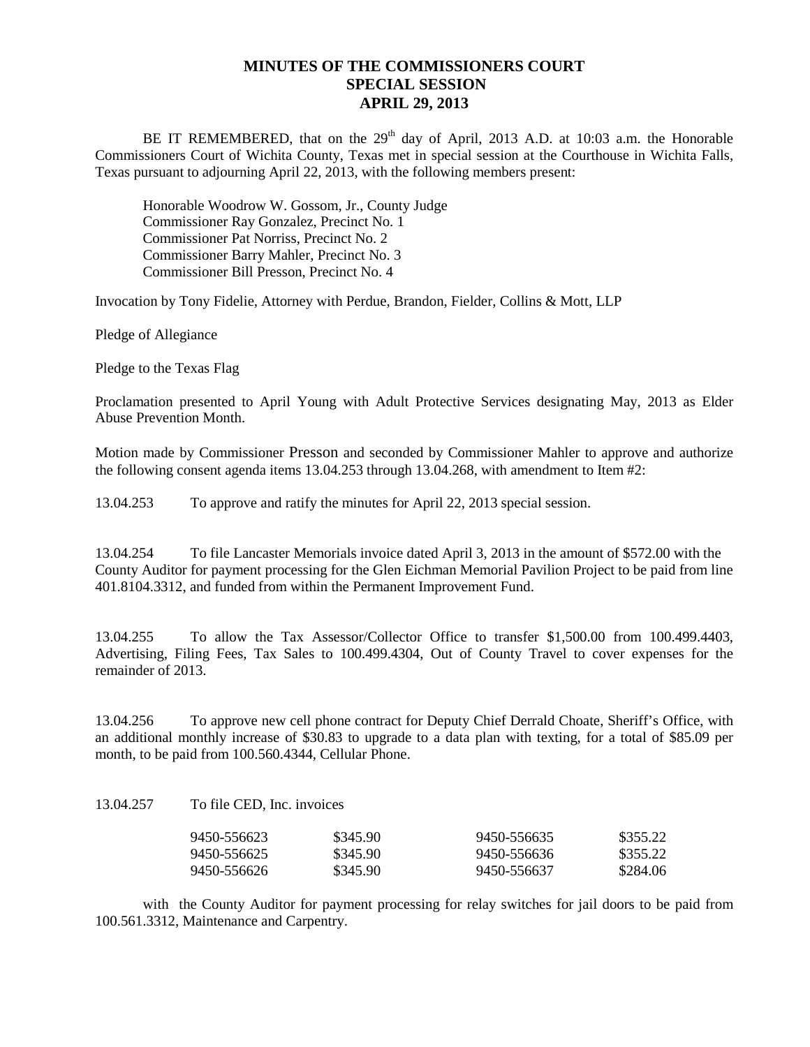# MINUTES OF THE COMMISSIONERS COURT
## SPECIAL SESSION
## APRIL 29, 2013

BE IT REMEMBERED, that on the 29th day of April, 2013 A.D. at 10:03 a.m. the Honorable Commissioners Court of Wichita County, Texas met in special session at the Courthouse in Wichita Falls, Texas pursuant to adjourning April 22, 2013, with the following members present:

Honorable Woodrow W. Gossom, Jr., County Judge
Commissioner Ray Gonzalez, Precinct No. 1
Commissioner Pat Norriss, Precinct No. 2
Commissioner Barry Mahler, Precinct No. 3
Commissioner Bill Presson, Precinct No. 4

Invocation by Tony Fidelie, Attorney with Perdue, Brandon, Fielder, Collins & Mott, LLP

Pledge of Allegiance

Pledge to the Texas Flag

Proclamation presented to April Young with Adult Protective Services designating May, 2013 as Elder Abuse Prevention Month.

Motion made by Commissioner Presson and seconded by Commissioner Mahler to approve and authorize the following consent agenda items 13.04.253 through 13.04.268, with amendment to Item #2:

13.04.253 To approve and ratify the minutes for April 22, 2013 special session.

13.04.254 To file Lancaster Memorials invoice dated April 3, 2013 in the amount of $572.00 with the County Auditor for payment processing for the Glen Eichman Memorial Pavilion Project to be paid from line 401.8104.3312, and funded from within the Permanent Improvement Fund.

13.04.255 To allow the Tax Assessor/Collector Office to transfer $1,500.00 from 100.499.4403, Advertising, Filing Fees, Tax Sales to 100.499.4304, Out of County Travel to cover expenses for the remainder of 2013.

13.04.256 To approve new cell phone contract for Deputy Chief Derrald Choate, Sheriff's Office, with an additional monthly increase of $30.83 to upgrade to a data plan with texting, for a total of $85.09 per month, to be paid from 100.560.4344, Cellular Phone.

13.04.257 To file CED, Inc. invoices

| | | | |
|---|---|---|---|
| 9450-556623 | $345.90 | 9450-556635 | $355.22 |
| 9450-556625 | $345.90 | 9450-556636 | $355.22 |
| 9450-556626 | $345.90 | 9450-556637 | $284.06 |

with the County Auditor for payment processing for relay switches for jail doors to be paid from 100.561.3312, Maintenance and Carpentry.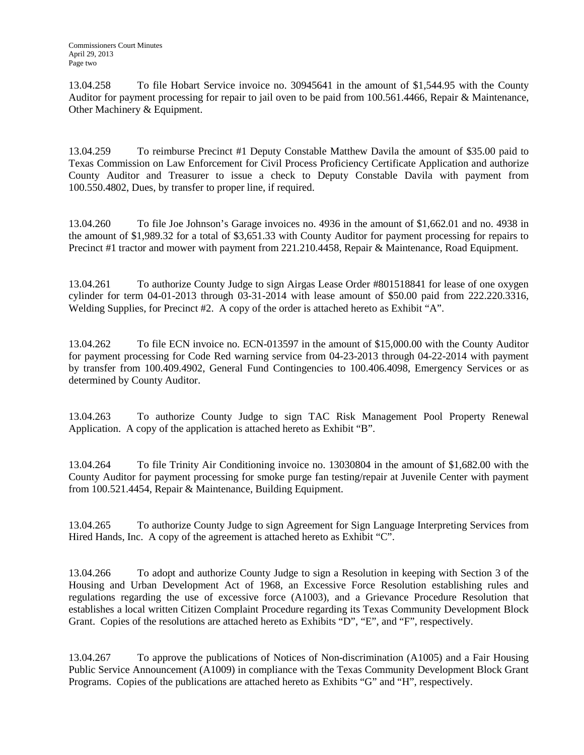13.04.258 To file Hobart Service invoice no. 30945641 in the amount of $1,544.95 with the County Auditor for payment processing for repair to jail oven to be paid from 100.561.4466, Repair & Maintenance, Other Machinery & Equipment.

13.04.259 To reimburse Precinct #1 Deputy Constable Matthew Davila the amount of $35.00 paid to Texas Commission on Law Enforcement for Civil Process Proficiency Certificate Application and authorize County Auditor and Treasurer to issue a check to Deputy Constable Davila with payment from 100.550.4802, Dues, by transfer to proper line, if required.

13.04.260 To file Joe Johnson's Garage invoices no. 4936 in the amount of $1,662.01 and no. 4938 in the amount of $1,989.32 for a total of $3,651.33 with County Auditor for payment processing for repairs to Precinct #1 tractor and mower with payment from 221.210.4458, Repair & Maintenance, Road Equipment.

13.04.261 To authorize County Judge to sign Airgas Lease Order #801518841 for lease of one oxygen cylinder for term 04-01-2013 through 03-31-2014 with lease amount of $50.00 paid from 222.220.3316, Welding Supplies, for Precinct #2. A copy of the order is attached hereto as Exhibit "A".

13.04.262 To file ECN invoice no. ECN-013597 in the amount of $15,000.00 with the County Auditor for payment processing for Code Red warning service from 04-23-2013 through 04-22-2014 with payment by transfer from 100.409.4902, General Fund Contingencies to 100.406.4098, Emergency Services or as determined by County Auditor.

13.04.263 To authorize County Judge to sign TAC Risk Management Pool Property Renewal Application. A copy of the application is attached hereto as Exhibit "B".

13.04.264 To file Trinity Air Conditioning invoice no. 13030804 in the amount of $1,682.00 with the County Auditor for payment processing for smoke purge fan testing/repair at Juvenile Center with payment from 100.521.4454, Repair & Maintenance, Building Equipment.

13.04.265 To authorize County Judge to sign Agreement for Sign Language Interpreting Services from Hired Hands, Inc. A copy of the agreement is attached hereto as Exhibit "C".

13.04.266 To adopt and authorize County Judge to sign a Resolution in keeping with Section 3 of the Housing and Urban Development Act of 1968, an Excessive Force Resolution establishing rules and regulations regarding the use of excessive force (A1003), and a Grievance Procedure Resolution that establishes a local written Citizen Complaint Procedure regarding its Texas Community Development Block Grant. Copies of the resolutions are attached hereto as Exhibits "D", "E", and "F", respectively.

13.04.267 To approve the publications of Notices of Non-discrimination (A1005) and a Fair Housing Public Service Announcement (A1009) in compliance with the Texas Community Development Block Grant Programs. Copies of the publications are attached hereto as Exhibits "G" and "H", respectively.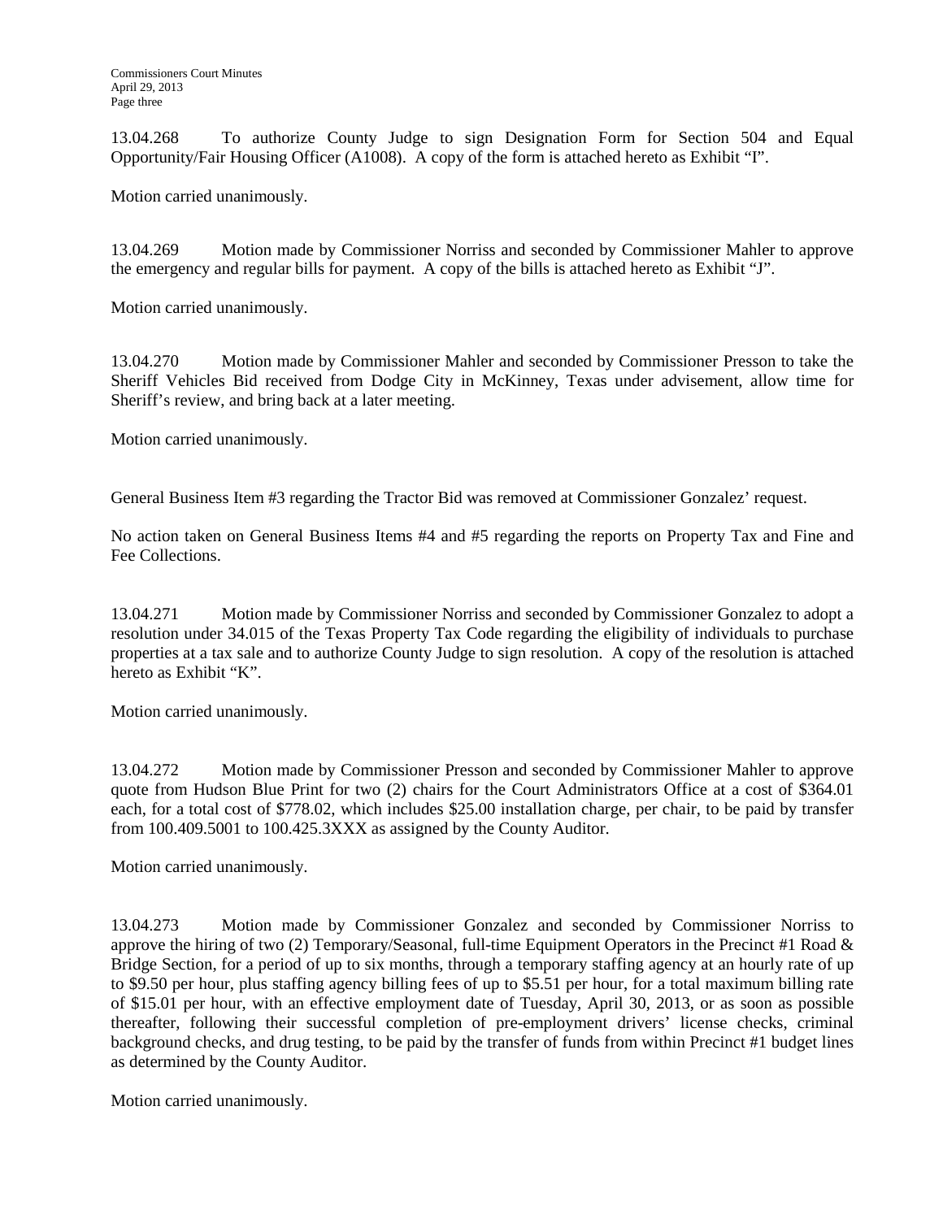13.04.268 To authorize County Judge to sign Designation Form for Section 504 and Equal Opportunity/Fair Housing Officer (A1008). A copy of the form is attached hereto as Exhibit "I".

Motion carried unanimously.

13.04.269 Motion made by Commissioner Norriss and seconded by Commissioner Mahler to approve the emergency and regular bills for payment. A copy of the bills is attached hereto as Exhibit "J".

Motion carried unanimously.

13.04.270 Motion made by Commissioner Mahler and seconded by Commissioner Presson to take the Sheriff Vehicles Bid received from Dodge City in McKinney, Texas under advisement, allow time for Sheriff's review, and bring back at a later meeting.

Motion carried unanimously.

General Business Item #3 regarding the Tractor Bid was removed at Commissioner Gonzalez' request.

No action taken on General Business Items #4 and #5 regarding the reports on Property Tax and Fine and Fee Collections.

13.04.271 Motion made by Commissioner Norriss and seconded by Commissioner Gonzalez to adopt a resolution under 34.015 of the Texas Property Tax Code regarding the eligibility of individuals to purchase properties at a tax sale and to authorize County Judge to sign resolution. A copy of the resolution is attached hereto as Exhibit "K".

Motion carried unanimously.

13.04.272 Motion made by Commissioner Presson and seconded by Commissioner Mahler to approve quote from Hudson Blue Print for two (2) chairs for the Court Administrators Office at a cost of $364.01 each, for a total cost of $778.02, which includes $25.00 installation charge, per chair, to be paid by transfer from 100.409.5001 to 100.425.3XXX as assigned by the County Auditor.

Motion carried unanimously.

13.04.273 Motion made by Commissioner Gonzalez and seconded by Commissioner Norriss to approve the hiring of two (2) Temporary/Seasonal, full-time Equipment Operators in the Precinct #1 Road & Bridge Section, for a period of up to six months, through a temporary staffing agency at an hourly rate of up to $9.50 per hour, plus staffing agency billing fees of up to $5.51 per hour, for a total maximum billing rate of $15.01 per hour, with an effective employment date of Tuesday, April 30, 2013, or as soon as possible thereafter, following their successful completion of pre-employment drivers' license checks, criminal background checks, and drug testing, to be paid by the transfer of funds from within Precinct #1 budget lines as determined by the County Auditor.

Motion carried unanimously.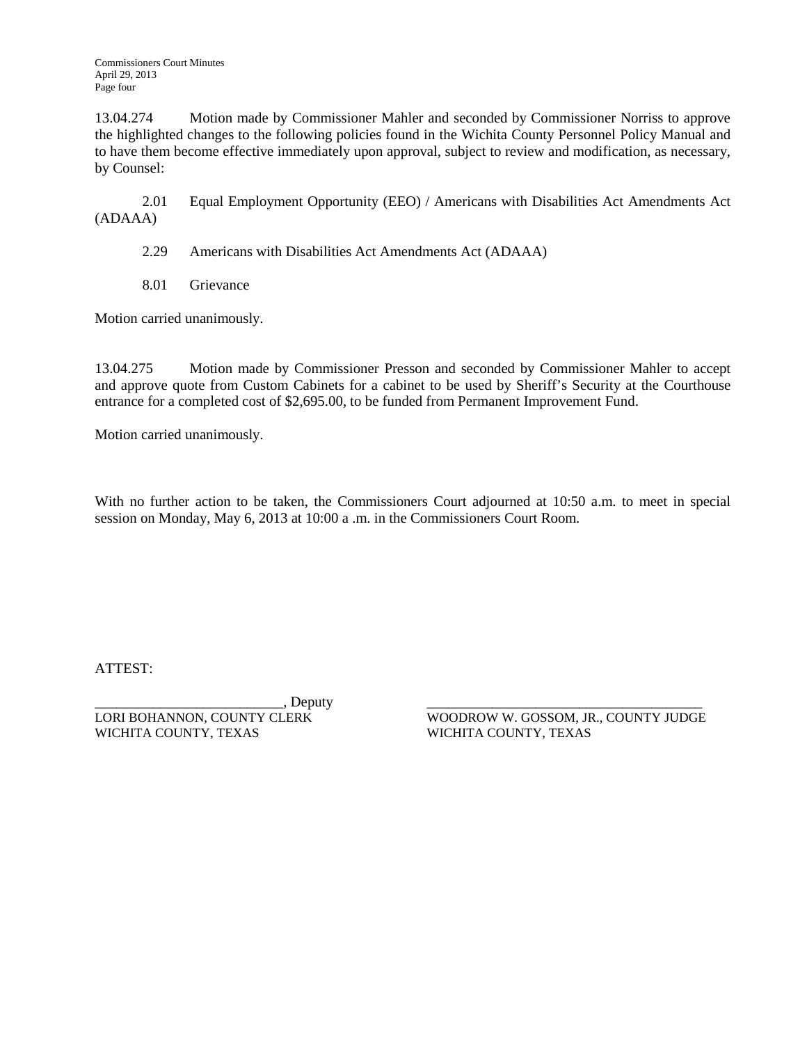13.04.274 Motion made by Commissioner Mahler and seconded by Commissioner Norriss to approve the highlighted changes to the following policies found in the Wichita County Personnel Policy Manual and to have them become effective immediately upon approval, subject to review and modification, as necessary, by Counsel:

2.01 Equal Employment Opportunity (EEO) / Americans with Disabilities Act Amendments Act (ADAAA)

2.29 Americans with Disabilities Act Amendments Act (ADAAA)

8.01 Grievance

Motion carried unanimously.

13.04.275 Motion made by Commissioner Presson and seconded by Commissioner Mahler to accept and approve quote from Custom Cabinets for a cabinet to be used by Sheriff's Security at the Courthouse entrance for a completed cost of $2,695.00, to be funded from Permanent Improvement Fund.

Motion carried unanimously.

With no further action to be taken, the Commissioners Court adjourned at 10:50 a.m. to meet in special session on Monday, May 6, 2013 at 10:00 a .m. in the Commissioners Court Room.

ATTEST:

___________________________, Deputy
LORI BOHANNON, COUNTY CLERK
WICHITA COUNTY, TEXAS

________________________________________
WOODROW W. GOSSOM, JR., COUNTY JUDGE
WICHITA COUNTY, TEXAS